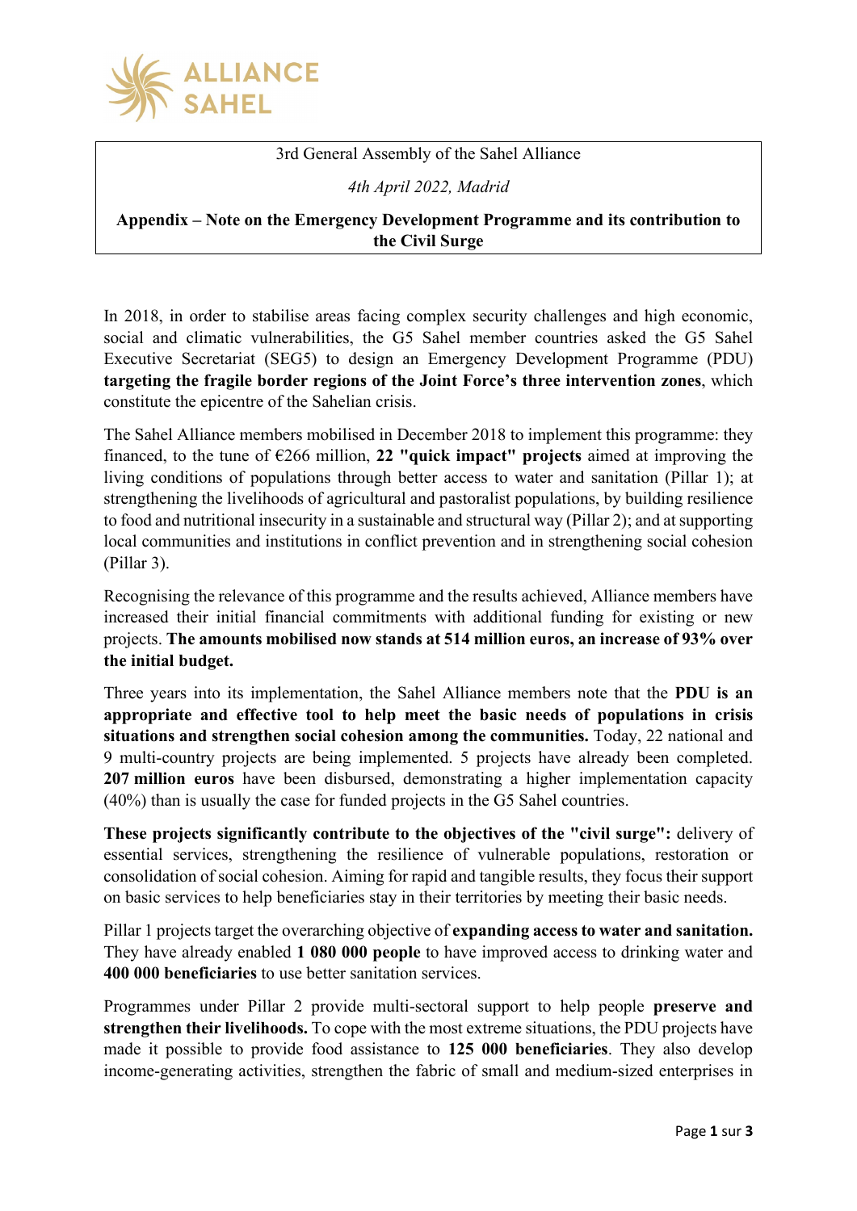ALLIANCE SAHEL

3rd General Assembly of the Sahel Alliance

*4th April 2022, Madrid*

**Appendix – Note on the Emergency Development Programme and its contribution to the Civil Surge**

In 2018, in order to stabilise areas facing complex security challenges and high economic, social and climatic vulnerabilities, the G5 Sahel member countries asked the G5 Sahel Executive Secretariat (SEG5) to design an Emergency Development Programme (PDU) **targeting the fragile border regions of the Joint Force's three intervention zones**, which constitute the epicentre of the Sahelian crisis.

The Sahel Alliance members mobilised in December 2018 to implement this programme: they financed, to the tune of €266 million, **22 "quick impact" projects** aimed at improving the living conditions of populations through better access to water and sanitation (Pillar 1); at strengthening the livelihoods of agricultural and pastoralist populations, by building resilience to food and nutritional insecurity in a sustainable and structural way (Pillar 2); and at supporting local communities and institutions in conflict prevention and in strengthening social cohesion (Pillar 3).

Recognising the relevance of this programme and the results achieved, Alliance members have increased their initial financial commitments with additional funding for existing or new projects. **The amounts mobilised now stands at 514 million euros, an increase of 93% over the initial budget.**

Three years into its implementation, the Sahel Alliance members note that the **PDU is an appropriate and effective tool to help meet the basic needs of populations in crisis situations and strengthen social cohesion among the communities.** Today, 22 national and 9 multi-country projects are being implemented. 5 projects have already been completed. **207 million euros** have been disbursed, demonstrating a higher implementation capacity (40%) than is usually the case for funded projects in the G5 Sahel countries.

**These projects significantly contribute to the objectives of the "civil surge":** delivery of essential services, strengthening the resilience of vulnerable populations, restoration or consolidation of social cohesion. Aiming for rapid and tangible results, they focus their support on basic services to help beneficiaries stay in their territories by meeting their basic needs.

Pillar 1 projects target the overarching objective of **expanding access to water and sanitation.** They have already enabled **1 080 000 people** to have improved access to drinking water and **400 000 beneficiaries** to use better sanitation services.

Programmes under Pillar 2 provide multi-sectoral support to help people **preserve and strengthen their livelihoods.** To cope with the most extreme situations, the PDU projects have made it possible to provide food assistance to **125 000 beneficiaries**. They also develop income-generating activities, strengthen the fabric of small and medium-sized enterprises in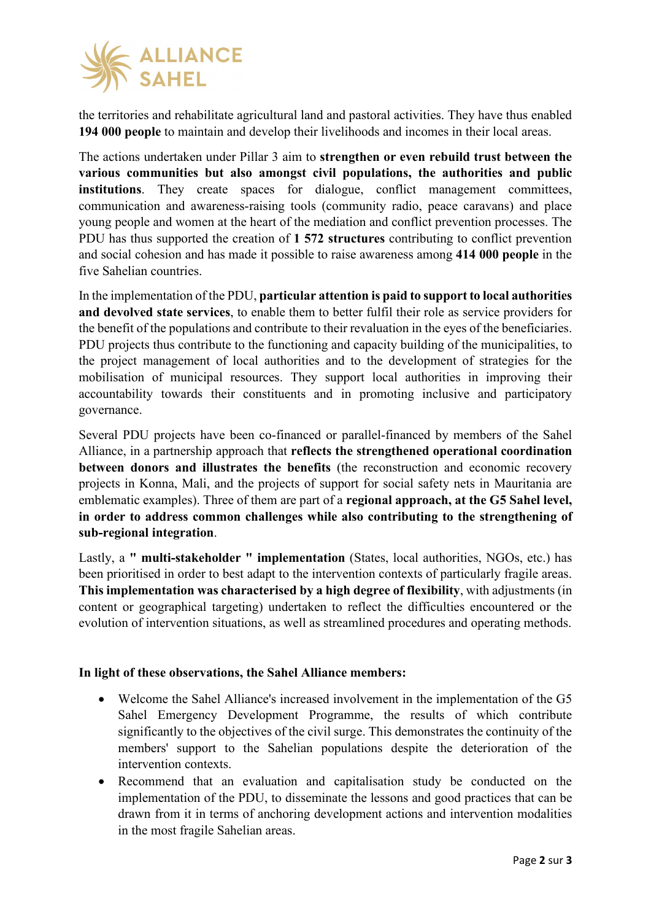the territories and rehabilitate agricultural land and pastoral activities. They have thus enabled **194 000 people** to maintain and develop their livelihoods and incomes in their local areas.

The actions undertaken under Pillar 3 aim to **strengthen or even rebuild trust between the various communities but also amongst civil populations, the authorities and public institutions**. They create spaces for dialogue, conflict management committees, communication and awareness-raising tools (community radio, peace caravans) and place young people and women at the heart of the mediation and conflict prevention processes. The PDU has thus supported the creation of **1 572 structures** contributing to conflict prevention and social cohesion and has made it possible to raise awareness among **414 000 people** in the five Sahelian countries.

In the implementation of the PDU, **particular attention is paid to support to local authorities and devolved state services**, to enable them to better fulfil their role as service providers for the benefit of the populations and contribute to their revaluation in the eyes of the beneficiaries. PDU projects thus contribute to the functioning and capacity building of the municipalities, to the project management of local authorities and to the development of strategies for the mobilisation of municipal resources. They support local authorities in improving their accountability towards their constituents and in promoting inclusive and participatory governance.

Several PDU projects have been co-financed or parallel-financed by members of the Sahel Alliance, in a partnership approach that **reflects the strengthened operational coordination between donors and illustrates the benefits** (the reconstruction and economic recovery projects in Konna, Mali, and the projects of support for social safety nets in Mauritania are emblematic examples). Three of them are part of a **regional approach, at the G5 Sahel level, in order to address common challenges while also contributing to the strengthening of sub-regional integration**.

Lastly, a **" multi-stakeholder " implementation** (States, local authorities, NGOs, etc.) has been prioritised in order to best adapt to the intervention contexts of particularly fragile areas. **This implementation was characterised by a high degree of flexibility**, with adjustments (in content or geographical targeting) undertaken to reflect the difficulties encountered or the evolution of intervention situations, as well as streamlined procedures and operating methods.

**In light of these observations, the Sahel Alliance members:**

- Welcome the Sahel Alliance's increased involvement in the implementation of the G5 Sahel Emergency Development Programme, the results of which contribute significantly to the objectives of the civil surge. This demonstrates the continuity of the members' support to the Sahelian populations despite the deterioration of the intervention contexts.
- Recommend that an evaluation and capitalisation study be conducted on the implementation of the PDU, to disseminate the lessons and good practices that can be drawn from it in terms of anchoring development actions and intervention modalities in the most fragile Sahelian areas.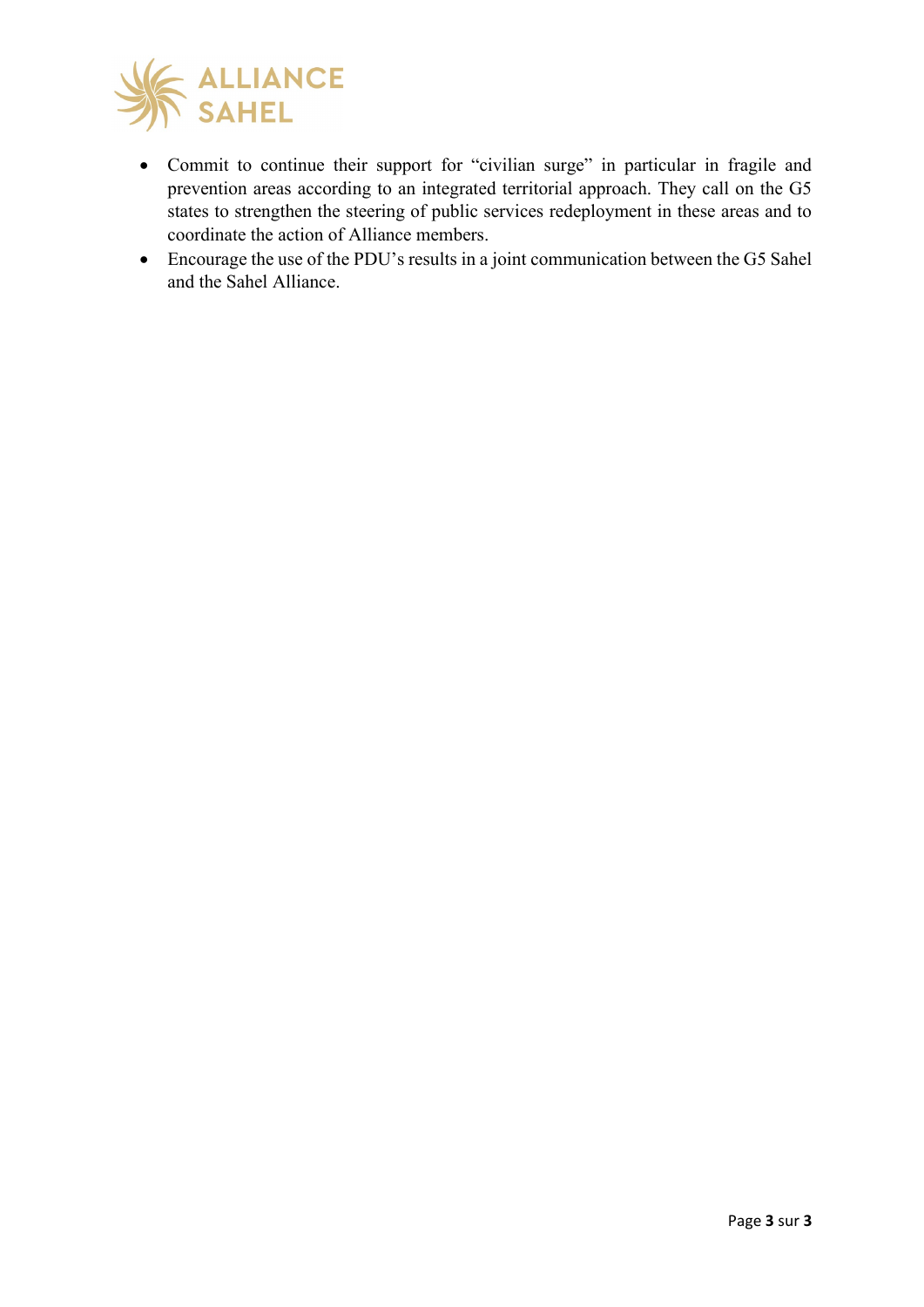- Commit to continue their support for "civilian surge" in particular in fragile and prevention areas according to an integrated territorial approach. They call on the G5 states to strengthen the steering of public services redeployment in these areas and to coordinate the action of Alliance members.
- Encourage the use of the PDU's results in a joint communication between the G5 Sahel and the Sahel Alliance.